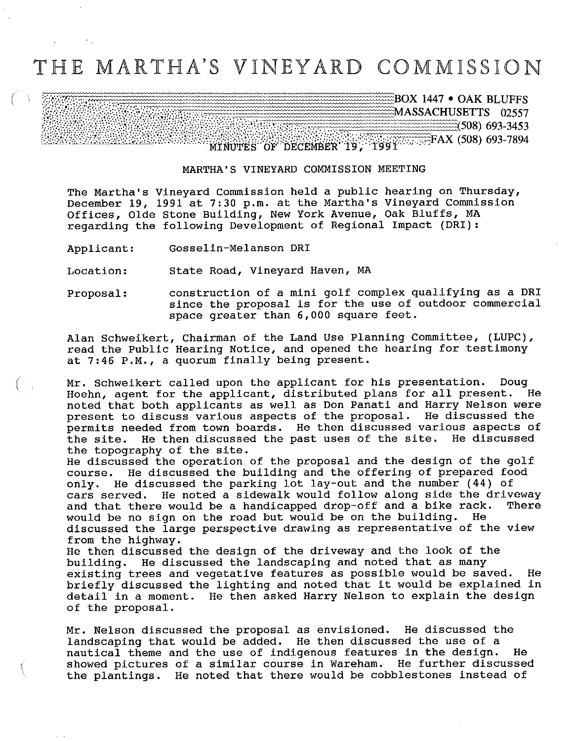# THE MARTHA'S VINEYARD COMMISSION

BOX 1447 • OAK BLUFFS
MASSACHUSETTS 02557
(508) 693-3453
FAX (508) 693-7894

MINUTES OF DECEMBER 19, 1991

## MARTHA'S VINEYARD COMMISSION MEETING

The Martha's Vineyard Commission held a public hearing on Thursday, December 19, 1991 at 7:30 p.m. at the Martha's Vineyard Commission Offices, Olde Stone Building, New York Avenue, Oak Bluffs, MA regarding the following Development of Regional Impact (DRI):

Applicant: Gosselin-Melanson DRI

Location: State Road, Vineyard Haven, MA

Proposal: construction of a mini golf complex qualifying as a DRI since the proposal is for the use of outdoor commercial space greater than 6,000 square feet.

Alan Schweikert, Chairman of the Land Use Planning Committee, (LUPC), read the Public Hearing Notice, and opened the hearing for testimony at 7:46 P.M., a quorum finally being present.

Mr. Schweikert called upon the applicant for his presentation. Doug Hoehn, agent for the applicant, distributed plans for all present. He noted that both applicants as well as Don Panati and Harry Nelson were present to discuss various aspects of the proposal. He discussed the permits needed from town boards. He then discussed various aspects of the site. He then discussed the past uses of the site. He discussed the topography of the site.
He discussed the operation of the proposal and the design of the golf course. He discussed the building and the offering of prepared food only. He discussed the parking lot lay-out and the number (44) of cars served. He noted a sidewalk would follow along side the driveway and that there would be a handicapped drop-off and a bike rack. There would be no sign on the road but would be on the building. He discussed the large perspective drawing as representative of the view from the highway.
He then discussed the design of the driveway and the look of the building. He discussed the landscaping and noted that as many existing trees and vegetative features as possible would be saved. He briefly discussed the lighting and noted that it would be explained in detail in a moment. He then asked Harry Nelson to explain the design of the proposal.

Mr. Nelson discussed the proposal as envisioned. He discussed the landscaping that would be added. He then discussed the use of a nautical theme and the use of indigenous features in the design. He showed pictures of a similar course in Wareham. He further discussed the plantings. He noted that there would be cobblestones instead of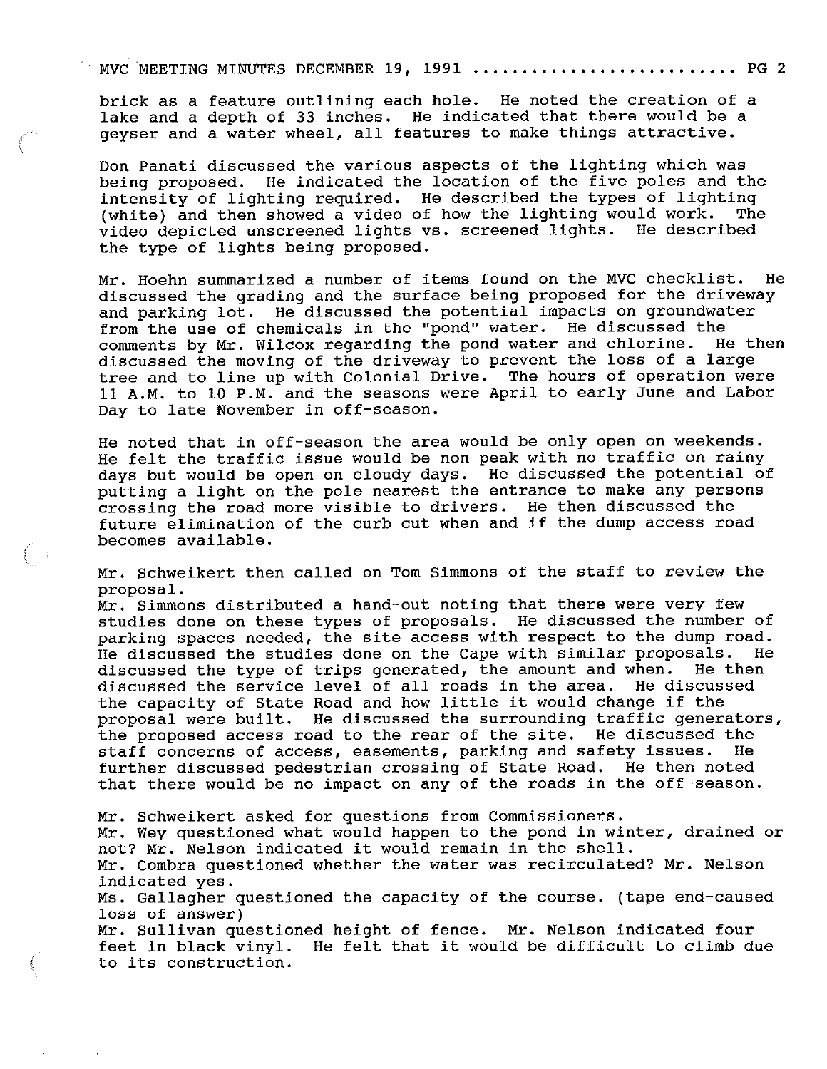brick as a feature outlining each hole. He noted the creation of a lake and a depth of 33 inches. He indicated that there would be a geyser and a water wheel, all features to make things attractive.

Don Panati discussed the various aspects of the lighting which was being proposed. He indicated the location of the five poles and the intensity of lighting required. He described the types of lighting (white) and then showed a video of how the lighting would work. The video depicted unscreened lights vs. screened lights. He described the type of lights being proposed.

Mr. Hoehn summarized a number of items found on the MVC checklist. He discussed the grading and the surface being proposed for the driveway and parking lot. He discussed the potential impacts on groundwater from the use of chemicals in the "pond" water. He discussed the comments by Mr. Wilcox regarding the pond water and chlorine. He then discussed the moving of the driveway to prevent the loss of a large tree and to line up with Colonial Drive. The hours of operation were 11 A.M. to 10 P.M. and the seasons were April to early June and Labor Day to late November in off-season.

He noted that in off-season the area would be only open on weekends. He felt the traffic issue would be non peak with no traffic on rainy days but would be open on cloudy days. He discussed the potential of putting a light on the pole nearest the entrance to make any persons crossing the road more visible to drivers. He then discussed the future elimination of the curb cut when and if the dump access road becomes available.

Mr. Schweikert then called on Tom Simmons of the staff to review the proposal.

Mr. Simmons distributed a hand-out noting that there were very few studies done on these types of proposals. He discussed the number of parking spaces needed, the site access with respect to the dump road. He discussed the studies done on the Cape with similar proposals. He discussed the type of trips generated, the amount and when. He then discussed the service level of all roads in the area. He discussed the capacity of State Road and how little it would change if the proposal were built. He discussed the surrounding traffic generators, the proposed access road to the rear of the site. He discussed the staff concerns of access, easements, parking and safety issues. He further discussed pedestrian crossing of State Road. He then noted that there would be no impact on any of the roads in the off-season.

Mr. Schweikert asked for questions from Commissioners.

Mr. Wey questioned what would happen to the pond in winter, drained or not? Mr. Nelson indicated it would remain in the shell.

Mr. Combra questioned whether the water was recirculated? Mr. Nelson indicated yes.

Ms. Gallagher questioned the capacity of the course. (tape end-caused loss of answer)

Mr. Sullivan questioned height of fence. Mr. Nelson indicated four feet in black vinyl. He felt that it would be difficult to climb due to its construction.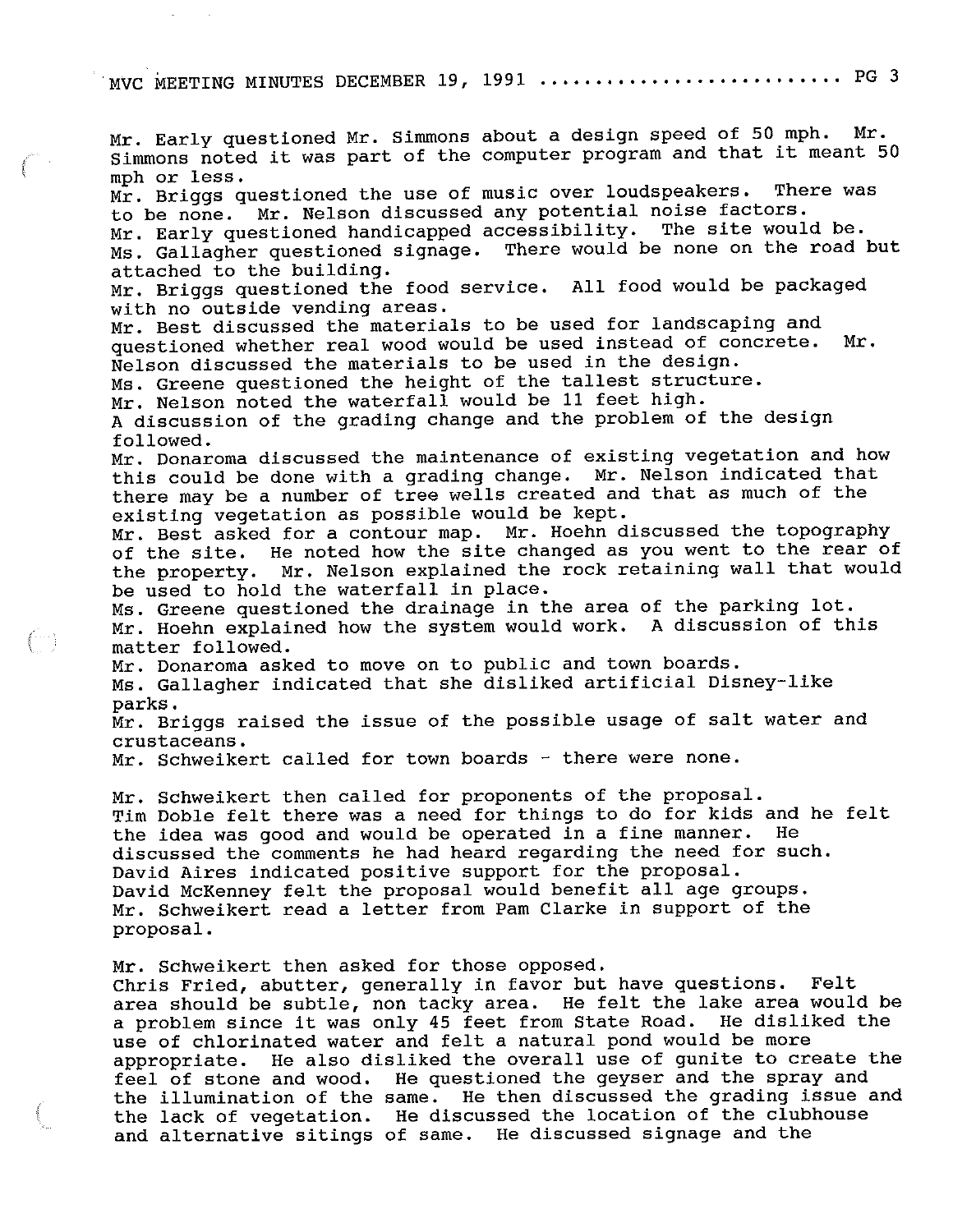Mr. Early questioned Mr. Simmons about a design speed of 50 mph. Mr. Simmons noted it was part of the computer program and that it meant 50 mph or less.
Mr. Briggs questioned the use of music over loudspeakers. There was to be none. Mr. Nelson discussed any potential noise factors.
Mr. Early questioned handicapped accessibility. The site would be.
Ms. Gallagher questioned signage. There would be none on the road but attached to the building.
Mr. Briggs questioned the food service. All food would be packaged with no outside vending areas.
Mr. Best discussed the materials to be used for landscaping and questioned whether real wood would be used instead of concrete. Mr. Nelson discussed the materials to be used in the design.
Ms. Greene questioned the height of the tallest structure.
Mr. Nelson noted the waterfall would be 11 feet high.
A discussion of the grading change and the problem of the design followed.
Mr. Donaroma discussed the maintenance of existing vegetation and how this could be done with a grading change. Mr. Nelson indicated that there may be a number of tree wells created and that as much of the existing vegetation as possible would be kept.
Mr. Best asked for a contour map. Mr. Hoehn discussed the topography of the site. He noted how the site changed as you went to the rear of the property. Mr. Nelson explained the rock retaining wall that would be used to hold the waterfall in place.
Ms. Greene questioned the drainage in the area of the parking lot.
Mr. Hoehn explained how the system would work. A discussion of this matter followed.
Mr. Donaroma asked to move on to public and town boards.
Ms. Gallagher indicated that she disliked artificial Disney-like parks.
Mr. Briggs raised the issue of the possible usage of salt water and crustaceans.
Mr. Schweikert called for town boards - there were none.

Mr. Schweikert then called for proponents of the proposal.
Tim Doble felt there was a need for things to do for kids and he felt the idea was good and would be operated in a fine manner. He discussed the comments he had heard regarding the need for such.
David Aires indicated positive support for the proposal.
David McKenney felt the proposal would benefit all age groups.
Mr. Schweikert read a letter from Pam Clarke in support of the proposal.

Mr. Schweikert then asked for those opposed.
Chris Fried, abutter, generally in favor but have questions. Felt area should be subtle, non tacky area. He felt the lake area would be a problem since it was only 45 feet from State Road. He disliked the use of chlorinated water and felt a natural pond would be more appropriate. He also disliked the overall use of gunite to create the feel of stone and wood. He questioned the geyser and the spray and the illumination of the same. He then discussed the grading issue and the lack of vegetation. He discussed the location of the clubhouse and alternative sitings of same. He discussed signage and the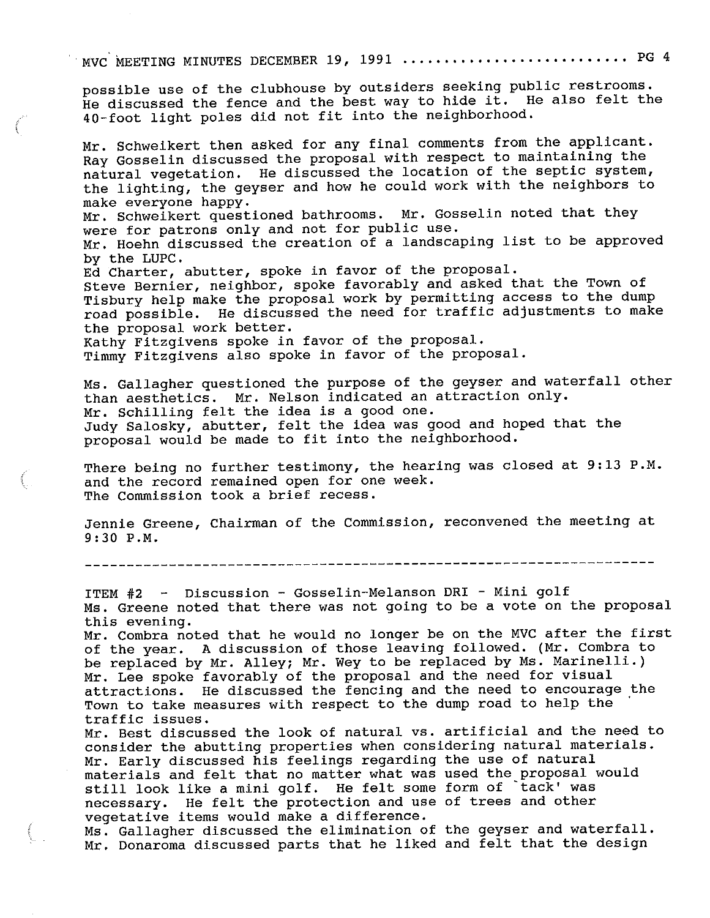possible use of the clubhouse by outsiders seeking public restrooms. He discussed the fence and the best way to hide it. He also felt the 40-foot light poles did not fit into the neighborhood.

Mr. Schweikert then asked for any final comments from the applicant. Ray Gosselin discussed the proposal with respect to maintaining the natural vegetation. He discussed the location of the septic system, the lighting, the geyser and how he could work with the neighbors to make everyone happy.
Mr. Schweikert questioned bathrooms. Mr. Gosselin noted that they were for patrons only and not for public use.
Mr. Hoehn discussed the creation of a landscaping list to be approved by the LUPC.
Ed Charter, abutter, spoke in favor of the proposal.
Steve Bernier, neighbor, spoke favorably and asked that the Town of Tisbury help make the proposal work by permitting access to the dump road possible. He discussed the need for traffic adjustments to make the proposal work better.
Kathy Fitzgivens spoke in favor of the proposal.
Timmy Fitzgivens also spoke in favor of the proposal.

Ms. Gallagher questioned the purpose of the geyser and waterfall other than aesthetics. Mr. Nelson indicated an attraction only.
Mr. Schilling felt the idea is a good one.
Judy Salosky, abutter, felt the idea was good and hoped that the proposal would be made to fit into the neighborhood.

There being no further testimony, the hearing was closed at 9:13 P.M. and the record remained open for one week.
The Commission took a brief recess.

Jennie Greene, Chairman of the Commission, reconvened the meeting at 9:30 P.M.

---

ITEM #2 - Discussion - Gosselin-Melanson DRI - Mini golf
Ms. Greene noted that there was not going to be a vote on the proposal this evening.
Mr. Combra noted that he would no longer be on the MVC after the first of the year. A discussion of those leaving followed. (Mr. Combra to be replaced by Mr. Alley; Mr. Wey to be replaced by Ms. Marinelli.)
Mr. Lee spoke favorably of the proposal and the need for visual attractions. He discussed the fencing and the need to encourage the Town to take measures with respect to the dump road to help the traffic issues.
Mr. Best discussed the look of natural vs. artificial and the need to consider the abutting properties when considering natural materials.
Mr. Early discussed his feelings regarding the use of natural materials and felt that no matter what was used the proposal would still look like a mini golf. He felt some form of `tack' was necessary. He felt the protection and use of trees and other vegetative items would make a difference.
Ms. Gallagher discussed the elimination of the geyser and waterfall.
Mr. Donaroma discussed parts that he liked and felt that the design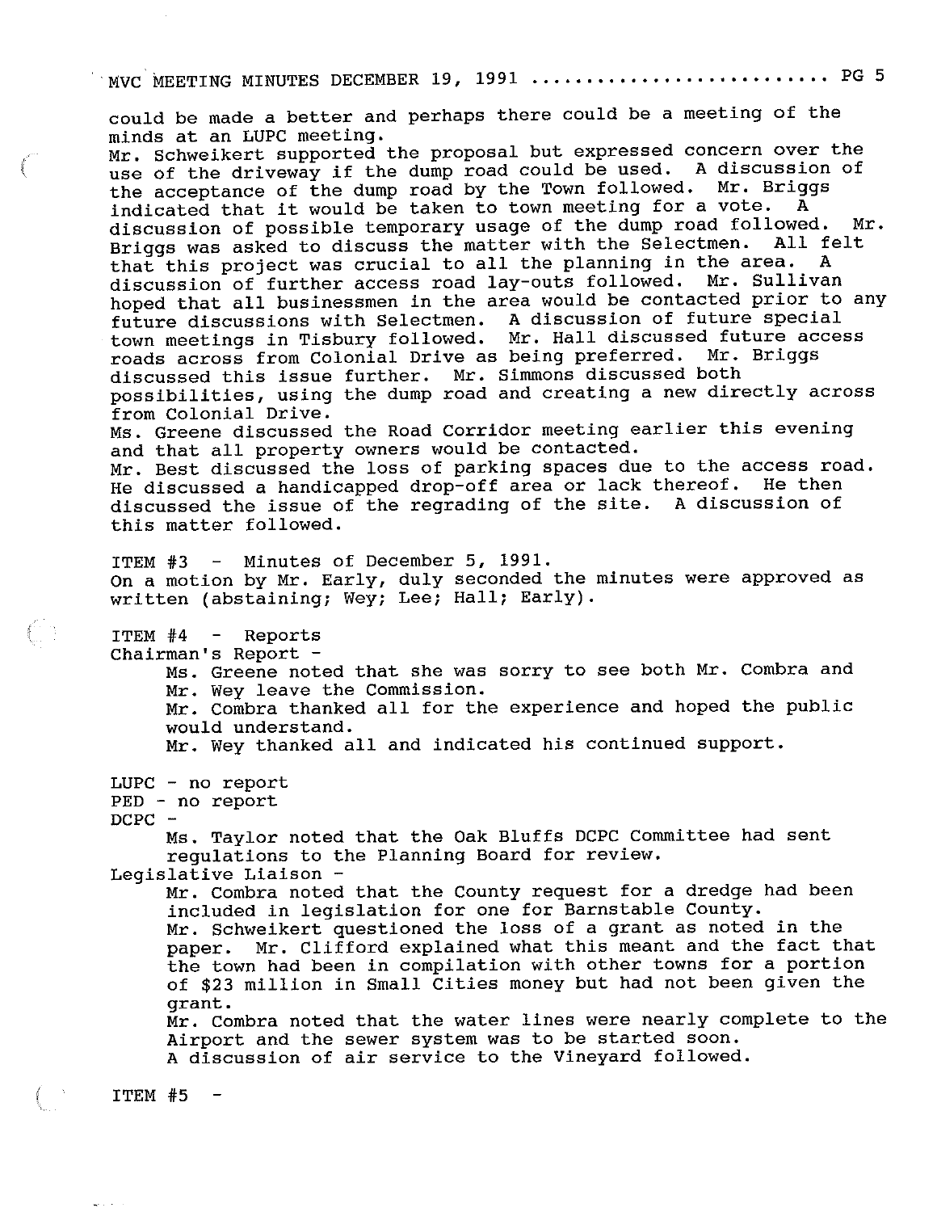could be made a better and perhaps there could be a meeting of the minds at an LUPC meeting.
Mr. Schweikert supported the proposal but expressed concern over the use of the driveway if the dump road could be used. A discussion of the acceptance of the dump road by the Town followed. Mr. Briggs indicated that it would be taken to town meeting for a vote. A discussion of possible temporary usage of the dump road followed. Mr. Briggs was asked to discuss the matter with the Selectmen. All felt that this project was crucial to all the planning in the area. A discussion of further access road lay-outs followed. Mr. Sullivan hoped that all businessmen in the area would be contacted prior to any future discussions with Selectmen. A discussion of future special town meetings in Tisbury followed. Mr. Hall discussed future access roads across from Colonial Drive as being preferred. Mr. Briggs discussed this issue further. Mr. Simmons discussed both possibilities, using the dump road and creating a new directly across from Colonial Drive.
Ms. Greene discussed the Road Corridor meeting earlier this evening and that all property owners would be contacted.
Mr. Best discussed the loss of parking spaces due to the access road. He discussed a handicapped drop-off area or lack thereof. He then discussed the issue of the regrading of the site. A discussion of this matter followed.

ITEM #3 - Minutes of December 5, 1991.
On a motion by Mr. Early, duly seconded the minutes were approved as written (abstaining; Wey; Lee; Hall; Early).

ITEM #4 - Reports
Chairman's Report -

Ms. Greene noted that she was sorry to see both Mr. Combra and Mr. Wey leave the Commission.
Mr. Combra thanked all for the experience and hoped the public would understand.
Mr. Wey thanked all and indicated his continued support.

LUPC - no report
PED - no report
DCPC -

Ms. Taylor noted that the Oak Bluffs DCPC Committee had sent regulations to the Planning Board for review.

Legislative Liaison -

Mr. Combra noted that the County request for a dredge had been included in legislation for one for Barnstable County.
Mr. Schweikert questioned the loss of a grant as noted in the paper. Mr. Clifford explained what this meant and the fact that the town had been in compilation with other towns for a portion of $23 million in Small Cities money but had not been given the grant.
Mr. Combra noted that the water lines were nearly complete to the Airport and the sewer system was to be started soon.
A discussion of air service to the Vineyard followed.

ITEM #5 -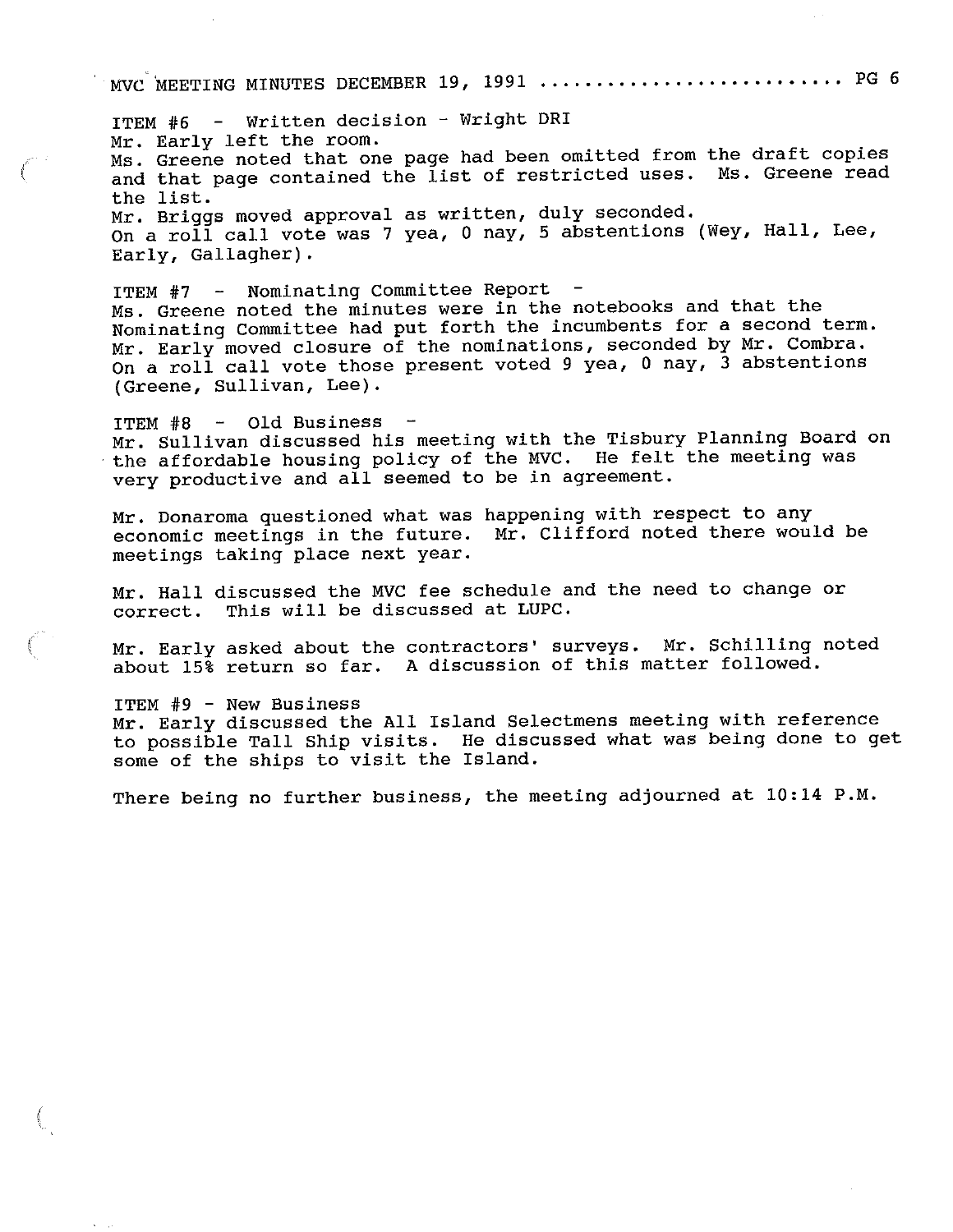ITEM #6 - Written decision - Wright DRI
Mr. Early left the room.
Ms. Greene noted that one page had been omitted from the draft copies and that page contained the list of restricted uses. Ms. Greene read the list.
Mr. Briggs moved approval as written, duly seconded.
On a roll call vote was 7 yea, 0 nay, 5 abstentions (Wey, Hall, Lee, Early, Gallagher).

ITEM #7 - Nominating Committee Report -
Ms. Greene noted the minutes were in the notebooks and that the Nominating Committee had put forth the incumbents for a second term.
Mr. Early moved closure of the nominations, seconded by Mr. Combra.
On a roll call vote those present voted 9 yea, 0 nay, 3 abstentions (Greene, Sullivan, Lee).

ITEM #8 - Old Business -
Mr. Sullivan discussed his meeting with the Tisbury Planning Board on the affordable housing policy of the MVC. He felt the meeting was very productive and all seemed to be in agreement.

Mr. Donaroma questioned what was happening with respect to any economic meetings in the future. Mr. Clifford noted there would be meetings taking place next year.

Mr. Hall discussed the MVC fee schedule and the need to change or correct. This will be discussed at LUPC.

Mr. Early asked about the contractors' surveys. Mr. Schilling noted about 15% return so far. A discussion of this matter followed.

ITEM #9 - New Business
Mr. Early discussed the All Island Selectmens meeting with reference to possible Tall Ship visits. He discussed what was being done to get some of the ships to visit the Island.

There being no further business, the meeting adjourned at 10:14 P.M.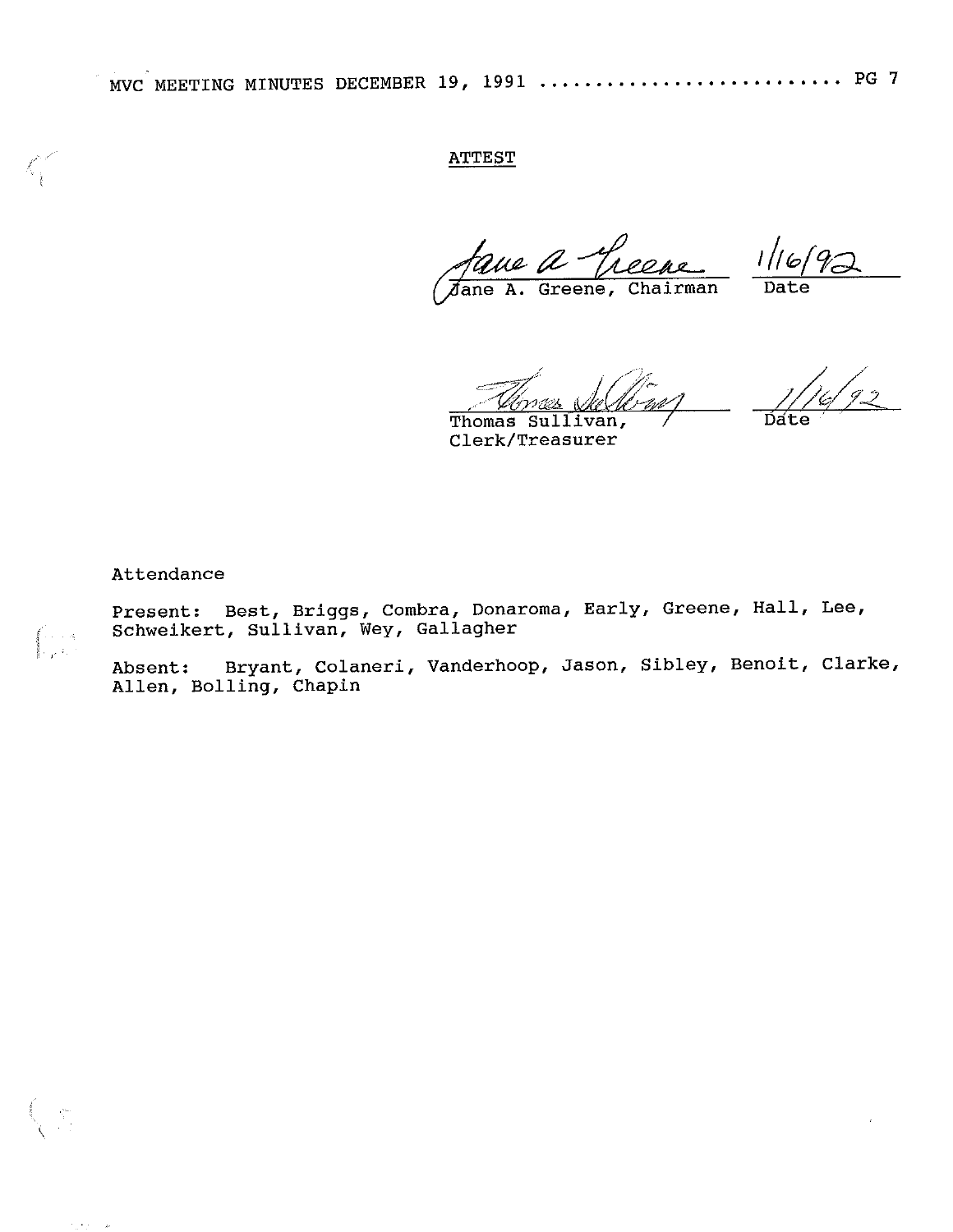ATTEST

Jane A. Greene, Chairman — 1/16/92 Date

Thomas Sullivan, Clerk/Treasurer — 1/16/92 Date

Attendance

Present: Best, Briggs, Combra, Donaroma, Early, Greene, Hall, Lee, Schweikert, Sullivan, Wey, Gallagher

Absent: Bryant, Colaneri, Vanderhoop, Jason, Sibley, Benoit, Clarke, Allen, Bolling, Chapin